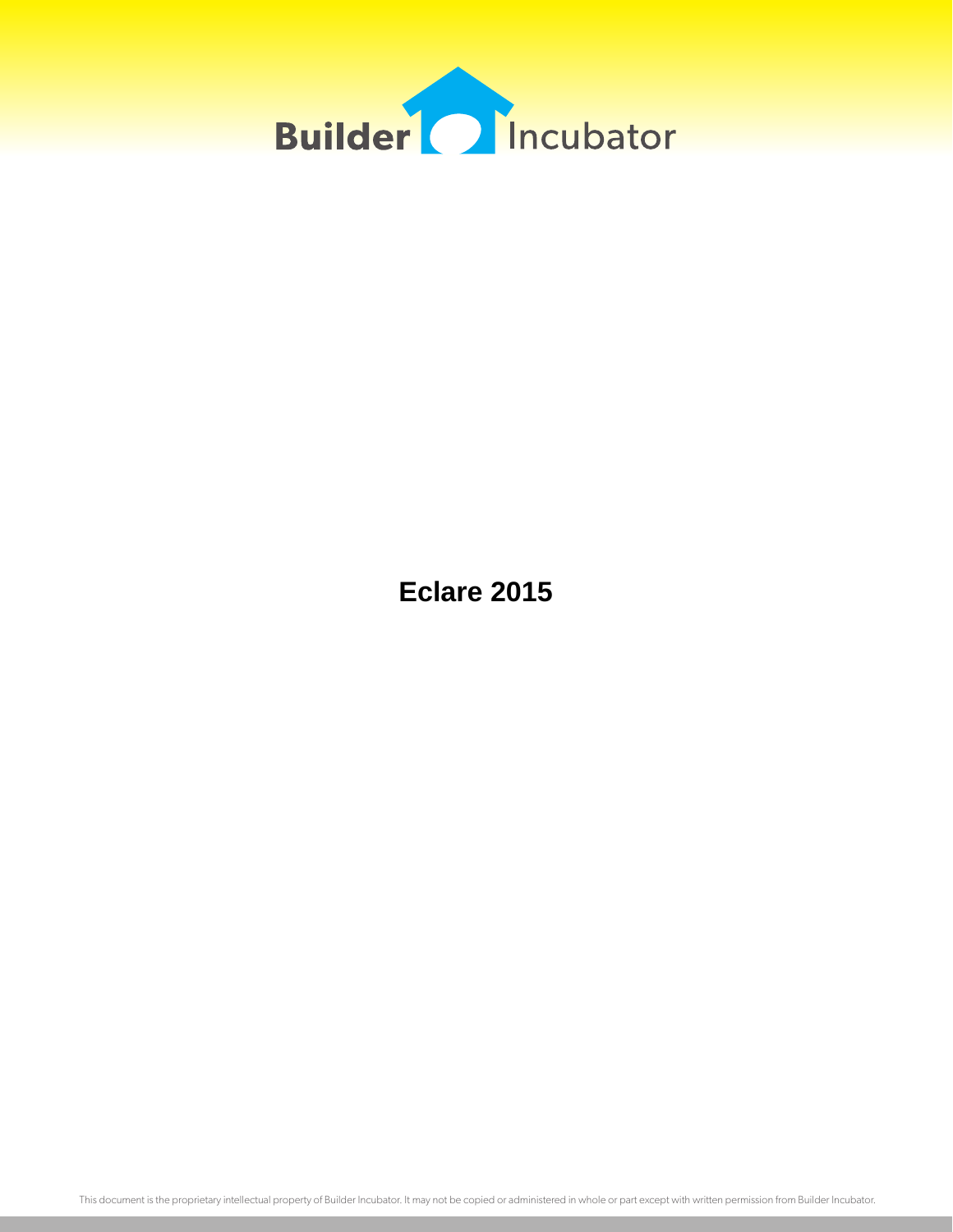Builder Incubator

# Eclare 2015

This document is the proprietary intellectual property of Builder Incubator. It may not be copied or administered in whole or part except with written permission from Builder Incubator.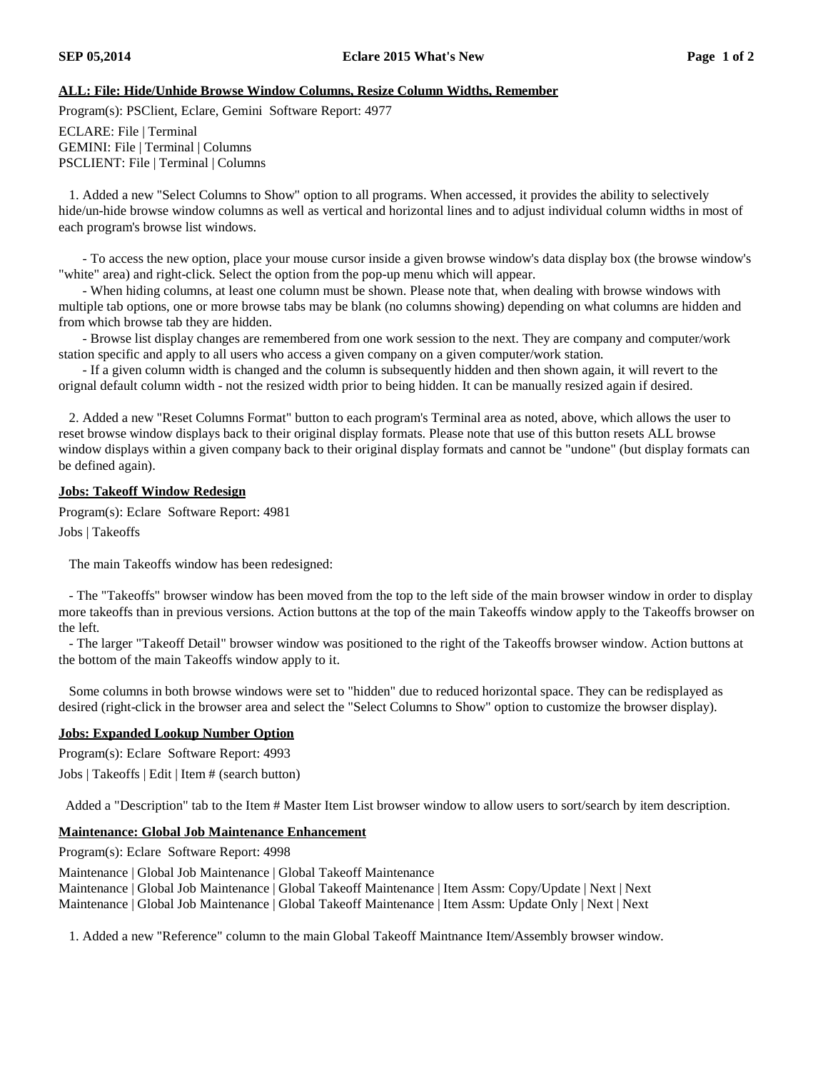### ALL: File: Hide/Unhide Browse Window Columns, Resize Column Widths, Remember

Program(s): PSClient, Eclare, Gemini  Software Report: 4977

ECLARE: File | Terminal
GEMINI: File | Terminal | Columns
PSCLIENT: File | Terminal | Columns

1. Added a new "Select Columns to Show" option to all programs. When accessed, it provides the ability to selectively hide/un-hide browse window columns as well as vertical and horizontal lines and to adjust individual column widths in most of each program's browse list windows.

   - To access the new option, place your mouse cursor inside a given browse window's data display box (the browse window's "white" area) and right-click. Select the option from the pop-up menu which will appear.
   - When hiding columns, at least one column must be shown. Please note that, when dealing with browse windows with multiple tab options, one or more browse tabs may be blank (no columns showing) depending on what columns are hidden and from which browse tab they are hidden.
   - Browse list display changes are remembered from one work session to the next. They are company and computer/work station specific and apply to all users who access a given company on a given computer/work station.
   - If a given column width is changed and the column is subsequently hidden and then shown again, it will revert to the orignal default column width - not the resized width prior to being hidden. It can be manually resized again if desired.

2. Added a new "Reset Columns Format" button to each program's Terminal area as noted, above, which allows the user to reset browse window displays back to their original display formats. Please note that use of this button resets ALL browse window displays within a given company back to their original display formats and cannot be "undone" (but display formats can be defined again).

### Jobs: Takeoff Window Redesign

Program(s): Eclare  Software Report: 4981

Jobs | Takeoffs

The main Takeoffs window has been redesigned:

- The "Takeoffs" browser window has been moved from the top to the left side of the main browser window in order to display more takeoffs than in previous versions. Action buttons at the top of the main Takeoffs window apply to the Takeoffs browser on the left.
- The larger "Takeoff Detail" browser window was positioned to the right of the Takeoffs browser window. Action buttons at the bottom of the main Takeoffs window apply to it.

Some columns in both browse windows were set to "hidden" due to reduced horizontal space. They can be redisplayed as desired (right-click in the browser area and select the "Select Columns to Show" option to customize the browser display).

### Jobs: Expanded Lookup Number Option

Program(s): Eclare  Software Report: 4993

Jobs | Takeoffs | Edit | Item # (search button)

Added a "Description" tab to the Item # Master Item List browser window to allow users to sort/search by item description.

### Maintenance: Global Job Maintenance Enhancement

Program(s): Eclare  Software Report: 4998

Maintenance | Global Job Maintenance | Global Takeoff Maintenance
Maintenance | Global Job Maintenance | Global Takeoff Maintenance | Item Assm: Copy/Update | Next | Next
Maintenance | Global Job Maintenance | Global Takeoff Maintenance | Item Assm: Update Only | Next | Next

1. Added a new "Reference" column to the main Global Takeoff Maintnance Item/Assembly browser window.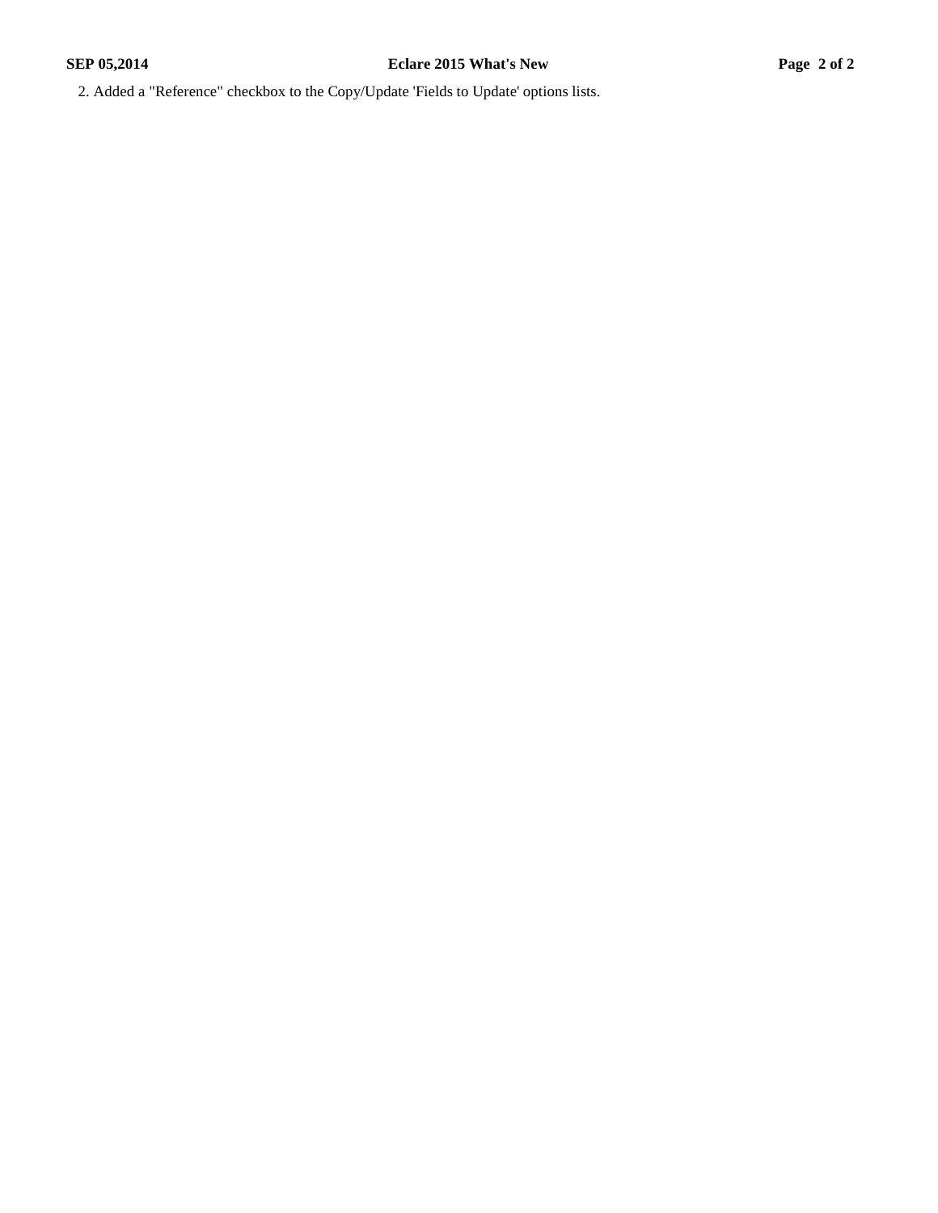2. Added a "Reference" checkbox to the Copy/Update 'Fields to Update' options lists.